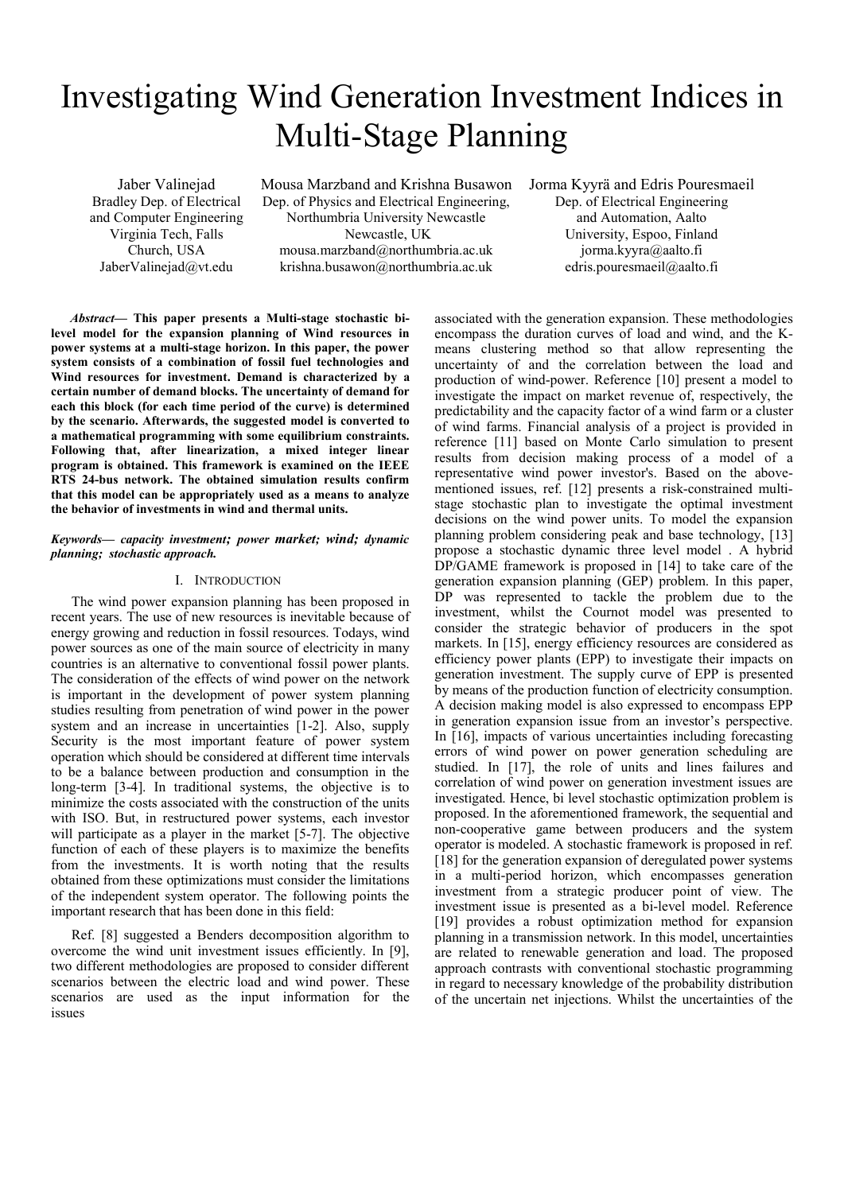# Investigating Wind Generation Investment Indices in Multi-Stage Planning

Jaber Valinejad
Bradley Dep. of Electrical and Computer Engineering
Virginia Tech, Falls Church, USA
JaberValinejad@vt.edu

Mousa Marzband and Krishna Busawon
Dep. of Physics and Electrical Engineering,
Northumbria University Newcastle
Newcastle, UK
mousa.marzband@northumbria.ac.uk
krishna.busawon@northumbria.ac.uk

Jorma Kyyrä and Edris Pouresmaeil
Dep. of Electrical Engineering and Automation, Aalto University, Espoo, Finland
jorma.kyyra@aalto.fi
edris.pouresmaeil@aalto.fi

***Abstract*— This paper presents a Multi-stage stochastic bi-level model for the expansion planning of Wind resources in power systems at a multi-stage horizon. In this paper, the power system consists of a combination of fossil fuel technologies and Wind resources for investment. Demand is characterized by a certain number of demand blocks. The uncertainty of demand for each this block (for each time period of the curve) is determined by the scenario. Afterwards, the suggested model is converted to a mathematical programming with some equilibrium constraints. Following that, after linearization, a mixed integer linear program is obtained. This framework is examined on the IEEE RTS 24-bus network. The obtained simulation results confirm that this model can be appropriately used as a means to analyze the behavior of investments in wind and thermal units.**

***Keywords*— *capacity investment; power market; wind; dynamic planning; stochastic approach.***

## I. Introduction

The wind power expansion planning has been proposed in recent years. The use of new resources is inevitable because of energy growing and reduction in fossil resources. Todays, wind power sources as one of the main source of electricity in many countries is an alternative to conventional fossil power plants. The consideration of the effects of wind power on the network is important in the development of power system planning studies resulting from penetration of wind power in the power system and an increase in uncertainties [1-2]. Also, supply Security is the most important feature of power system operation which should be considered at different time intervals to be a balance between production and consumption in the long-term [3-4]. In traditional systems, the objective is to minimize the costs associated with the construction of the units with ISO. But, in restructured power systems, each investor will participate as a player in the market [5-7]. The objective function of each of these players is to maximize the benefits from the investments. It is worth noting that the results obtained from these optimizations must consider the limitations of the independent system operator. The following points the important research that has been done in this field:

Ref. [8] suggested a Benders decomposition algorithm to overcome the wind unit investment issues efficiently. In [9], two different methodologies are proposed to consider different scenarios between the electric load and wind power. These scenarios are used as the input information for the issues associated with the generation expansion. These methodologies encompass the duration curves of load and wind, and the K-means clustering method so that allow representing the uncertainty of and the correlation between the load and production of wind-power. Reference [10] present a model to investigate the impact on market revenue of, respectively, the predictability and the capacity factor of a wind farm or a cluster of wind farms. Financial analysis of a project is provided in reference [11] based on Monte Carlo simulation to present results from decision making process of a model of a representative wind power investor's. Based on the above-mentioned issues, ref. [12] presents a risk-constrained multi-stage stochastic plan to investigate the optimal investment decisions on the wind power units. To model the expansion planning problem considering peak and base technology, [13] propose a stochastic dynamic three level model . A hybrid DP/GAME framework is proposed in [14] to take care of the generation expansion planning (GEP) problem. In this paper, DP was represented to tackle the problem due to the investment, whilst the Cournot model was presented to consider the strategic behavior of producers in the spot markets. In [15], energy efficiency resources are considered as efficiency power plants (EPP) to investigate their impacts on generation investment. The supply curve of EPP is presented by means of the production function of electricity consumption. A decision making model is also expressed to encompass EPP in generation expansion issue from an investor's perspective. In [16], impacts of various uncertainties including forecasting errors of wind power on power generation scheduling are studied. In [17], the role of units and lines failures and correlation of wind power on generation investment issues are investigated. Hence, bi level stochastic optimization problem is proposed. In the aforementioned framework, the sequential and non-cooperative game between producers and the system operator is modeled. A stochastic framework is proposed in ref. [18] for the generation expansion of deregulated power systems in a multi-period horizon, which encompasses generation investment from a strategic producer point of view. The investment issue is presented as a bi-level model. Reference [19] provides a robust optimization model for expansion planning in a transmission network. In this model, uncertainties are related to renewable generation and load. The proposed approach contrasts with conventional stochastic programming in regard to necessary knowledge of the probability distribution of the uncertain net injections. Whilst the uncertainties of the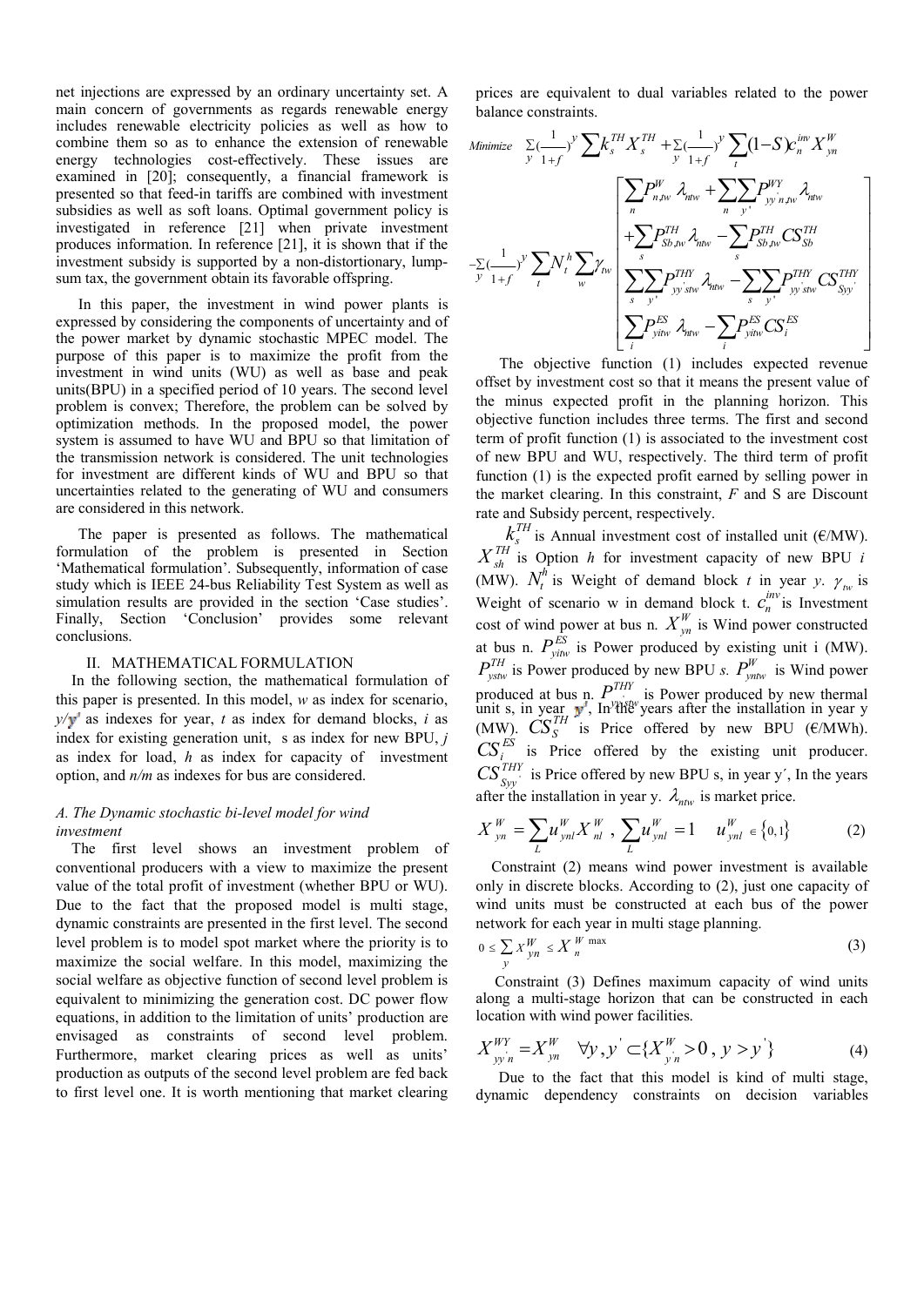net injections are expressed by an ordinary uncertainty set. A main concern of governments as regards renewable energy includes renewable electricity policies as well as how to combine them so as to enhance the extension of renewable energy technologies cost-effectively. These issues are examined in [20]; consequently, a financial framework is presented so that feed-in tariffs are combined with investment subsidies as well as soft loans. Optimal government policy is investigated in reference [21] when private investment produces information. In reference [21], it is shown that if the investment subsidy is supported by a non-distortionary, lump-sum tax, the government obtain its favorable offspring.

In this paper, the investment in wind power plants is expressed by considering the components of uncertainty and of the power market by dynamic stochastic MPEC model. The purpose of this paper is to maximize the profit from the investment in wind units (WU) as well as base and peak units(BPU) in a specified period of 10 years. The second level problem is convex; Therefore, the problem can be solved by optimization methods. In the proposed model, the power system is assumed to have WU and BPU so that limitation of the transmission network is considered. The unit technologies for investment are different kinds of WU and BPU so that uncertainties related to the generating of WU and consumers are considered in this network.

The paper is presented as follows. The mathematical formulation of the problem is presented in Section 'Mathematical formulation'. Subsequently, information of case study which is IEEE 24-bus Reliability Test System as well as simulation results are provided in the section 'Case studies'. Finally, Section 'Conclusion' provides some relevant conclusions.

## II. Mathematical Formulation

In the following section, the mathematical formulation of this paper is presented. In this model, *w* as index for scenario, *y/y'* as indexes for year, *t* as index for demand blocks, *i* as index for existing generation unit, s as index for new BPU, *j* as index for load, *h* as index for capacity of investment option, and *n/m* as indexes for bus are considered.

### A. The Dynamic stochastic bi-level model for wind investment

The first level shows an investment problem of conventional producers with a view to maximize the present value of the total profit of investment (whether BPU or WU). Due to the fact that the proposed model is multi stage, dynamic constraints are presented in the first level. The second level problem is to model spot market where the priority is to maximize the social welfare. In this model, maximizing the social welfare as objective function of second level problem is equivalent to minimizing the generation cost. DC power flow equations, in addition to the limitation of units' production are envisaged as constraints of second level problem. Furthermore, market clearing prices as well as units' production as outputs of the second level problem are fed back to first level one. It is worth mentioning that market clearing prices are equivalent to dual variables related to the power balance constraints.

$$\text{Minimize} \quad \sum_y \left(\frac{1}{1+f}\right)^y \sum k_s^{TH} X_s^{TH} + \sum_y \left(\frac{1}{1+f}\right)^y \sum_t (1-S) c_n^{inv} X_{yn}^W$$
$$-\sum_y \left(\frac{1}{1+f}\right)^y \sum_t N_t^h \sum_w \gamma_{tw} \left[ \begin{array}{l} \sum_n P_{n,tw}^W \lambda_{ntw} + \sum_n \sum_{y'} P_{yy'n,tw}^{WY} \lambda_{ntw} \\ + \sum_s P_{Sb,tw}^{TH} \lambda_{ntw} - \sum_s P_{Sb,tw}^{TH} CS_{Sb}^{TH} \\ \sum_s \sum_{y'} P_{yy'stw}^{THY} \lambda_{ntw} - \sum_s \sum_{y'} P_{yy'stw}^{THY} CS_{Syy'}^{THY} \\ \sum_i P_{yitw}^{ES} \lambda_{ntw} - \sum_i P_{yitw}^{ES} CS_i^{ES} \end{array} \right]$$

The objective function (1) includes expected revenue offset by investment cost so that it means the present value of the minus expected profit in the planning horizon. This objective function includes three terms. The first and second term of profit function (1) is associated to the investment cost of new BPU and WU, respectively. The third term of profit function (1) is the expected profit earned by selling power in the market clearing. In this constraint, *F* and S are Discount rate and Subsidy percent, respectively.

$k_s^{TH}$ is Annual investment cost of installed unit (€/MW). $X_{sh}^{TH}$ is Option *h* for investment capacity of new BPU *i* (MW). $N_t^h$ is Weight of demand block *t* in year *y*. $\gamma_{tw}$ is Weight of scenario w in demand block t. $c_n^{inv}$ is Investment cost of wind power at bus n. $X_{yn}^W$ is Wind power constructed at bus n. $P_{yitw}^{ES}$ is Power produced by existing unit i (MW). $P_{ystw}^{TH}$ is Power produced by new BPU *s*. $P_{yntw}^W$ is Wind power produced at bus n. $P_{yy'stw}^{THY}$ is Power produced by new thermal unit s, in year $y'$, In the years after the installation in year y (MW). $CS_S^{TH}$ is Price offered by new BPU (€/MWh). $CS_i^{ES}$ is Price offered by the existing unit producer. $CS_{Syy'}^{THY}$ is Price offered by new BPU s, in year y´, In the years after the installation in year y. $\lambda_{ntw}$ is market price.

$$X_{yn}^W = \sum_L u_{ynl}^W X_{nl}^W \,, \; \sum_L u_{ynl}^W = 1 \quad u_{ynl}^W \in \{0,1\} \tag{2}$$

Constraint (2) means wind power investment is available only in discrete blocks. According to (2), just one capacity of wind units must be constructed at each bus of the power network for each year in multi stage planning.

$$0 \le \sum_y X_{yn}^W \le X_n^{W\max} \tag{3}$$

Constraint (3) Defines maximum capacity of wind units along a multi-stage horizon that can be constructed in each location with wind power facilities.

$$X_{yy'n}^{WY} = X_{yn}^W \quad \forall y, y' \subset \{X_{y'n}^W > 0 \,, \, y > y'\} \tag{4}$$

Due to the fact that this model is kind of multi stage, dynamic dependency constraints on decision variables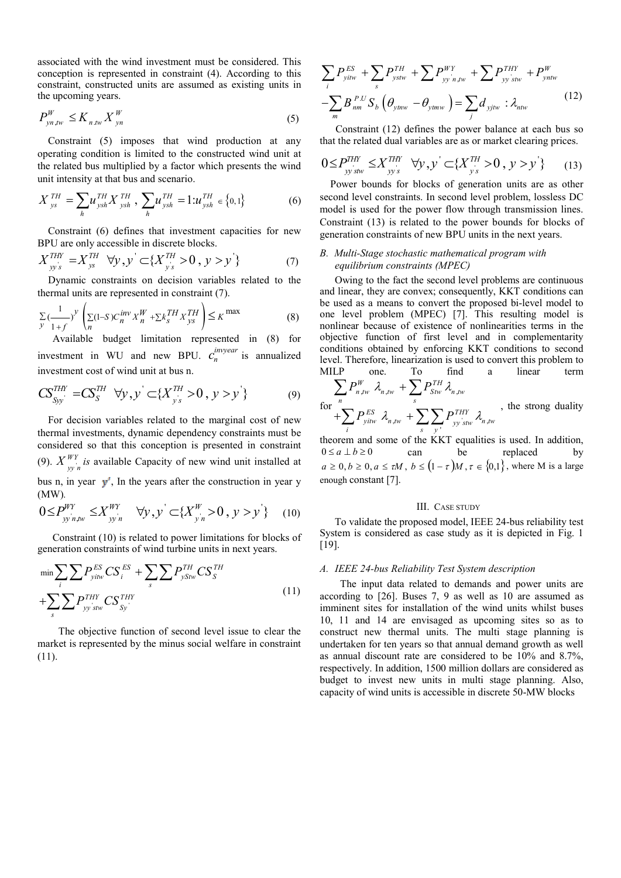associated with the wind investment must be considered. This conception is represented in constraint (4). According to this constraint, constructed units are assumed as existing units in the upcoming years.

$$P^{W}_{yn,tw} \le K_{n,tw} X^{W}_{yn} \tag{5}$$

Constraint (5) imposes that wind production at any operating condition is limited to the constructed wind unit at the related bus multiplied by a factor which presents the wind unit intensity at that bus and scenario.

$$X^{TH}_{ys} = \sum_{h} u^{TH}_{ysh} X^{TH}_{ysh} \,,\; \sum_{h} u^{TH}_{ysh} = 1 : u^{TH}_{ysh} \in \{0,1\} \tag{6}$$

Constraint (6) defines that investment capacities for new BPU are only accessible in discrete blocks.

$$X^{THY}_{yy's} = X^{TH}_{ys} \quad \forall y, y' \subset \{X^{TH}_{y's} > 0 \,,\, y > y'\} \tag{7}$$

Dynamic constraints on decision variables related to the thermal units are represented in constraint (7).

$$\sum_{y} \left(\frac{1}{1+f}\right)^{y} \left( \sum_{n} (1-S) C^{inv}_{n} X^{W}_{n} + \sum k^{TH}_{s} X^{TH}_{ys} \right) \le K^{\max} \tag{8}$$

Available budget limitation represented in (8) for investment in WU and new BPU. $c^{invyear}_{n}$ is annualized investment cost of wind unit at bus n.

$$CS^{THY}_{Syy'} = CS^{TH}_{S} \quad \forall y, y' \subset \{X^{TH}_{y's} > 0 \,,\, y > y'\} \tag{9}$$

For decision variables related to the marginal cost of new thermal investments, dynamic dependency constraints must be considered so that this conception is presented in constraint (9). $X^{WY}_{yy'n}$ *is* available Capacity of new wind unit installed at bus n, in year $y'$, In the years after the construction in year y (MW).

$$0 \le P^{WY}_{yy'n,tw} \le X^{WY}_{yy'n} \quad \forall y, y' \subset \{X^{W}_{y'n} > 0 \,,\, y > y'\} \tag{10}$$

Constraint (10) is related to power limitations for blocks of generation constraints of wind turbine units in next years.

$$\min \sum_{i} \sum P^{ES}_{yitw} CS^{ES}_{i} + \sum_{s} \sum P^{TH}_{yStw} CS^{TH}_{S} + \sum_{s} \sum P^{THY}_{yy'stw} CS^{THY}_{Sy'} \tag{11}$$

The objective function of second level issue to clear the market is represented by the minus social welfare in constraint (11).

$$\sum_{i} P^{ES}_{yitw} + \sum_{s} P^{TH}_{ystw} + \sum P^{WY}_{yy'n,tw} + \sum P^{THY}_{yy'stw} + P^{W}_{yntw} - \sum_{m} B^{P.U}_{nm} S_{b} \left(\theta_{ytnw} - \theta_{ytmw}\right) = \sum_{j} d_{yjtw} : \lambda_{ntw} \tag{12}$$

Constraint (12) defines the power balance at each bus so that the related dual variables are as or market clearing prices.

$$0 \le P^{THY}_{yy'stw} \le X^{THY}_{yy's} \quad \forall y, y' \subset \{X^{TH}_{y's} > 0 \,,\, y > y'\} \tag{13}$$

Power bounds for blocks of generation units are as other second level constraints. In second level problem, lossless DC model is used for the power flow through transmission lines. Constraint (13) is related to the power bounds for blocks of generation constraints of new BPU units in the next years.

### *B. Multi-Stage stochastic mathematical program with equilibrium constraints (MPEC)*

Owing to the fact the second level problems are continuous and linear, they are convex; consequently, KKT conditions can be used as a means to convert the proposed bi-level model to one level problem (MPEC) [7]. This resulting model is nonlinear because of existence of nonlinearities terms in the objective function of first level and in complementarity conditions obtained by enforcing KKT conditions to second level. Therefore, linearization is used to convert this problem to MILP one. To find a linear term for $\sum_{n} P^{W}_{n,tw} \lambda_{n,tw} + \sum_{s} P^{TH}_{Stw} \lambda_{n,tw} + \sum_{i} P^{ES}_{yitw} \lambda_{n,tw} + \sum_{s} \sum_{y'} P^{THY}_{yy'stw} \lambda_{n,tw}$, the strong duality theorem and some of the KKT equalities is used. In addition, $0 \le a \perp b \ge 0$ can be replaced by $a \ge 0, b \ge 0, a \le \tau M$, $b \le (1-\tau) M$, $\tau \in \{0,1\}$, where M is a large enough constant [7].

## III. Case study

To validate the proposed model, IEEE 24-bus reliability test System is considered as case study as it is depicted in Fig. 1 [19].

### *A. IEEE 24-bus Reliability Test System description*

The input data related to demands and power units are according to [26]. Buses 7, 9 as well as 10 are assumed as imminent sites for installation of the wind units whilst buses 10, 11 and 14 are envisaged as upcoming sites so as to construct new thermal units. The multi stage planning is undertaken for ten years so that annual demand growth as well as annual discount rate are considered to be 10% and 8.7%, respectively. In addition, 1500 million dollars are considered as budget to invest new units in multi stage planning. Also, capacity of wind units is accessible in discrete 50-MW blocks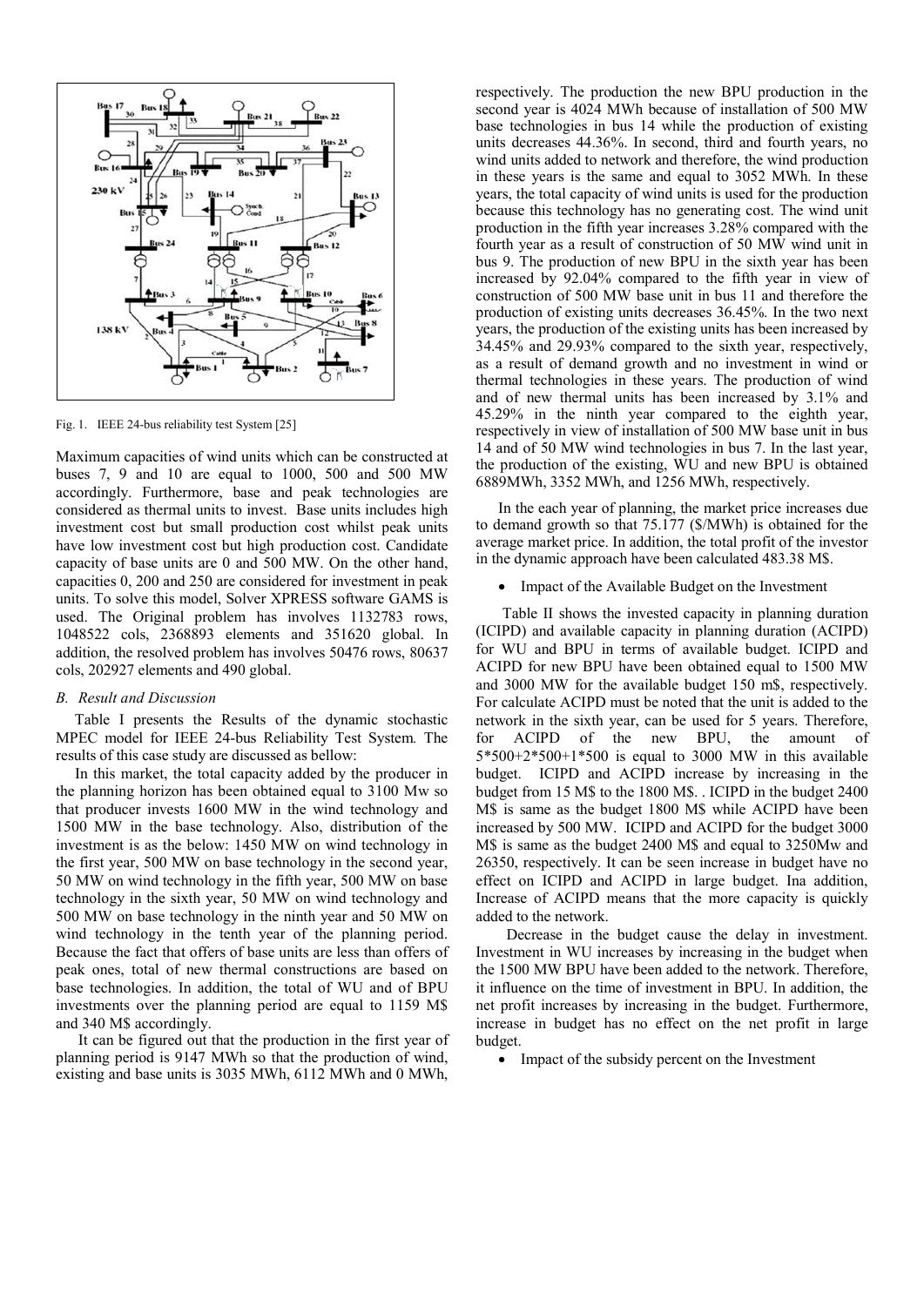Fig. 1. IEEE 24-bus reliability test System [25]

Maximum capacities of wind units which can be constructed at buses 7, 9 and 10 are equal to 1000, 500 and 500 MW accordingly. Furthermore, base and peak technologies are considered as thermal units to invest. Base units includes high investment cost but small production cost whilst peak units have low investment cost but high production cost. Candidate capacity of base units are 0 and 500 MW. On the other hand, capacities 0, 200 and 250 are considered for investment in peak units. To solve this model, Solver XPRESS software GAMS is used. The Original problem has involves 1132783 rows, 1048522 cols, 2368893 elements and 351620 global. In addition, the resolved problem has involves 50476 rows, 80637 cols, 202927 elements and 490 global.

### *B. Result and Discussion*

Table I presents the Results of the dynamic stochastic MPEC model for IEEE 24-bus Reliability Test System. The results of this case study are discussed as bellow:

In this market, the total capacity added by the producer in the planning horizon has been obtained equal to 3100 Mw so that producer invests 1600 MW in the wind technology and 1500 MW in the base technology. Also, distribution of the investment is as the below: 1450 MW on wind technology in the first year, 500 MW on base technology in the second year, 50 MW on wind technology in the fifth year, 500 MW on base technology in the sixth year, 50 MW on wind technology and 500 MW on base technology in the ninth year and 50 MW on wind technology in the tenth year of the planning period. Because the fact that offers of base units are less than offers of peak ones, total of new thermal constructions are based on base technologies. In addition, the total of WU and of BPU investments over the planning period are equal to 1159 M$ and 340 M$ accordingly.

It can be figured out that the production in the first year of planning period is 9147 MWh so that the production of wind, existing and base units is 3035 MWh, 6112 MWh and 0 MWh, respectively. The production the new BPU production in the second year is 4024 MWh because of installation of 500 MW base technologies in bus 14 while the production of existing units decreases 44.36%. In second, third and fourth years, no wind units added to network and therefore, the wind production in these years is the same and equal to 3052 MWh. In these years, the total capacity of wind units is used for the production because this technology has no generating cost. The wind unit production in the fifth year increases 3.28% compared with the fourth year as a result of construction of 50 MW wind unit in bus 9. The production of new BPU in the sixth year has been increased by 92.04% compared to the fifth year in view of construction of 500 MW base unit in bus 11 and therefore the production of existing units decreases 36.45%. In the two next years, the production of the existing units has been increased by 34.45% and 29.93% compared to the sixth year, respectively, as a result of demand growth and no investment in wind or thermal technologies in these years. The production of wind and of new thermal units has been increased by 3.1% and 45.29% in the ninth year compared to the eighth year, respectively in view of installation of 500 MW base unit in bus 14 and of 50 MW wind technologies in bus 7. In the last year, the production of the existing, WU and new BPU is obtained 6889MWh, 3352 MWh, and 1256 MWh, respectively.

In the each year of planning, the market price increases due to demand growth so that 75.177 ($/MWh) is obtained for the average market price. In addition, the total profit of the investor in the dynamic approach have been calculated 483.38 M$.

- Impact of the Available Budget on the Investment

Table II shows the invested capacity in planning duration (ICIPD) and available capacity in planning duration (ACIPD) for WU and BPU in terms of available budget. ICIPD and ACIPD for new BPU have been obtained equal to 1500 MW and 3000 MW for the available budget 150 m$, respectively. For calculate ACIPD must be noted that the unit is added to the network in the sixth year, can be used for 5 years. Therefore, for ACIPD of the new BPU, the amount of 5*500+2*500+1*500 is equal to 3000 MW in this available budget. ICIPD and ACIPD increase by increasing in the budget from 15 M$ to the 1800 M$. . ICIPD in the budget 2400 M$ is same as the budget 1800 M$ while ACIPD have been increased by 500 MW. ICIPD and ACIPD for the budget 3000 M$ is same as the budget 2400 M$ and equal to 3250Mw and 26350, respectively. It can be seen increase in budget have no effect on ICIPD and ACIPD in large budget. Ina addition, Increase of ACIPD means that the more capacity is quickly added to the network.

Decrease in the budget cause the delay in investment. Investment in WU increases by increasing in the budget when the 1500 MW BPU have been added to the network. Therefore, it influence on the time of investment in BPU. In addition, the net profit increases by increasing in the budget. Furthermore, increase in budget has no effect on the net profit in large budget.

- Impact of the subsidy percent on the Investment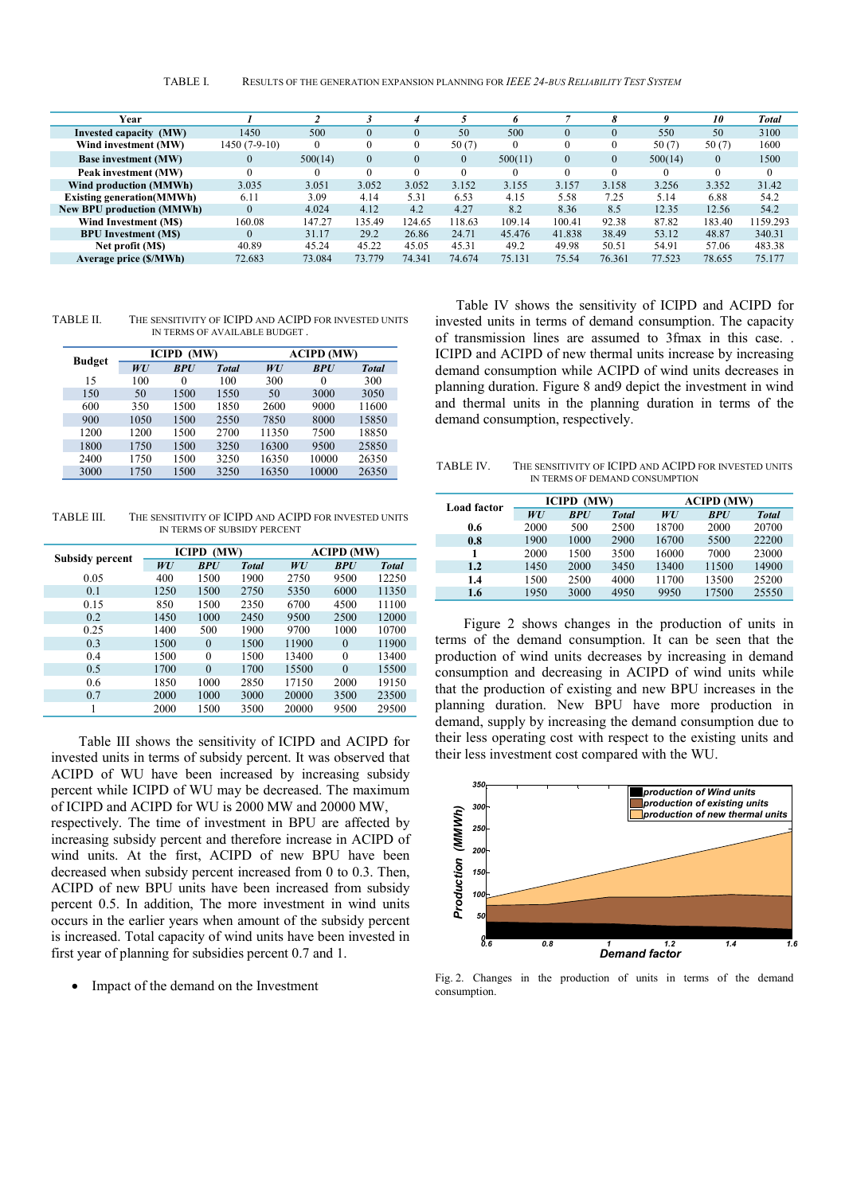TABLE I. RESULTS OF THE GENERATION EXPANSION PLANNING FOR *IEEE 24-BUS RELIABILITY TEST SYSTEM*

| Year | *1* | *2* | *3* | *4* | *5* | *6* | *7* | *8* | *9* | *10* | *Total* |
|---|---|---|---|---|---|---|---|---|---|---|---|
| **Invested capacity (MW)** | 1450 | 500 | 0 | 0 | 50 | 500 | 0 | 0 | 550 | 50 | 3100 |
| **Wind investment (MW)** | 1450 (7-9-10) | 0 | 0 | 0 | 50 (7) | 0 | 0 | 0 | 50 (7) | 50 (7) | 1600 |
| **Base investment (MW)** | 0 | 500(14) | 0 | 0 | 0 | 500(11) | 0 | 0 | 500(14) | 0 | 1500 |
| **Peak investment (MW)** | 0 | 0 | 0 | 0 | 0 | 0 | 0 | 0 | 0 | 0 | 0 |
| **Wind production (MMWh)** | 3.035 | 3.051 | 3.052 | 3.052 | 3.152 | 3.155 | 3.157 | 3.158 | 3.256 | 3.352 | 31.42 |
| **Existing generation(MMWh)** | 6.11 | 3.09 | 4.14 | 5.31 | 6.53 | 4.15 | 5.58 | 7.25 | 5.14 | 6.88 | 54.2 |
| **New BPU production (MMWh)** | 0 | 4.024 | 4.12 | 4.2 | 4.27 | 8.2 | 8.36 | 8.5 | 12.35 | 12.56 | 54.2 |
| **Wind Investment (M$)** | 160.08 | 147.27 | 135.49 | 124.65 | 118.63 | 109.14 | 100.41 | 92.38 | 87.82 | 183.40 | 1159.293 |
| **BPU Investment (M$)** | 0 | 31.17 | 29.2 | 26.86 | 24.71 | 45.476 | 41.838 | 38.49 | 53.12 | 48.87 | 340.31 |
| **Net profit (M$)** | 40.89 | 45.24 | 45.22 | 45.05 | 45.31 | 49.2 | 49.98 | 50.51 | 54.91 | 57.06 | 483.38 |
| **Average price ($/MWh)** | 72.683 | 73.084 | 73.779 | 74.341 | 74.674 | 75.131 | 75.54 | 76.361 | 77.523 | 78.655 | 75.177 |

TABLE II. THE SENSITIVITY OF ICIPD AND ACIPD FOR INVESTED UNITS IN TERMS OF AVAILABLE BUDGET .

| Budget | ICIPD (MW) | | | ACIPD (MW) | | |
|---|---|---|---|---|---|---|
| | *WU* | *BPU* | *Total* | *WU* | *BPU* | *Total* |
| 15 | 100 | 0 | 100 | 300 | 0 | 300 |
| 150 | 50 | 1500 | 1550 | 50 | 3000 | 3050 |
| 600 | 350 | 1500 | 1850 | 2600 | 9000 | 11600 |
| 900 | 1050 | 1500 | 2550 | 7850 | 8000 | 15850 |
| 1200 | 1200 | 1500 | 2700 | 11350 | 7500 | 18850 |
| 1800 | 1750 | 1500 | 3250 | 16300 | 9500 | 25850 |
| 2400 | 1750 | 1500 | 3250 | 16350 | 10000 | 26350 |
| 3000 | 1750 | 1500 | 3250 | 16350 | 10000 | 26350 |

TABLE III. THE SENSITIVITY OF ICIPD AND ACIPD FOR INVESTED UNITS IN TERMS OF SUBSIDY PERCENT

| Subsidy percent | ICIPD (MW) | | | ACIPD (MW) | | |
|---|---|---|---|---|---|---|
| | *WU* | *BPU* | *Total* | *WU* | *BPU* | *Total* |
| 0.05 | 400 | 1500 | 1900 | 2750 | 9500 | 12250 |
| 0.1 | 1250 | 1500 | 2750 | 5350 | 6000 | 11350 |
| 0.15 | 850 | 1500 | 2350 | 6700 | 4500 | 11100 |
| 0.2 | 1450 | 1000 | 2450 | 9500 | 2500 | 12000 |
| 0.25 | 1400 | 500 | 1900 | 9700 | 1000 | 10700 |
| 0.3 | 1500 | 0 | 1500 | 11900 | 0 | 11900 |
| 0.4 | 1500 | 0 | 1500 | 13400 | 0 | 13400 |
| 0.5 | 1700 | 0 | 1700 | 15500 | 0 | 15500 |
| 0.6 | 1850 | 1000 | 2850 | 17150 | 2000 | 19150 |
| 0.7 | 2000 | 1000 | 3000 | 20000 | 3500 | 23500 |
| 1 | 2000 | 1500 | 3500 | 20000 | 9500 | 29500 |

Table III shows the sensitivity of ICIPD and ACIPD for invested units in terms of subsidy percent. It was observed that ACIPD of WU have been increased by increasing subsidy percent while ICIPD of WU may be decreased. The maximum of ICIPD and ACIPD for WU is 2000 MW and 20000 MW, respectively. The time of investment in BPU are affected by increasing subsidy percent and therefore increase in ACIPD of wind units. At the first, ACIPD of new BPU have been decreased when subsidy percent increased from 0 to 0.3. Then, ACIPD of new BPU units have been increased from subsidy percent 0.5. In addition, The more investment in wind units occurs in the earlier years when amount of the subsidy percent is increased. Total capacity of wind units have been invested in first year of planning for subsidies percent 0.7 and 1.

- Impact of the demand on the Investment

Table IV shows the sensitivity of ICIPD and ACIPD for invested units in terms of demand consumption. The capacity of transmission lines are assumed to 3fmax in this case. . ICIPD and ACIPD of new thermal units increase by increasing demand consumption while ACIPD of wind units decreases in planning duration. Figure 8 and9 depict the investment in wind and thermal units in the planning duration in terms of the demand consumption, respectively.

TABLE IV. THE SENSITIVITY OF ICIPD AND ACIPD FOR INVESTED UNITS IN TERMS OF DEMAND CONSUMPTION

| Load factor | ICIPD (MW) | | | ACIPD (MW) | | |
|---|---|---|---|---|---|---|
| | *WU* | *BPU* | *Total* | *WU* | *BPU* | *Total* |
| **0.6** | 2000 | 500 | 2500 | 18700 | 2000 | 20700 |
| **0.8** | 1900 | 1000 | 2900 | 16700 | 5500 | 22200 |
| **1** | 2000 | 1500 | 3500 | 16000 | 7000 | 23000 |
| **1.2** | 1450 | 2000 | 3450 | 13400 | 11500 | 14900 |
| **1.4** | 1500 | 2500 | 4000 | 11700 | 13500 | 25200 |
| **1.6** | 1950 | 3000 | 4950 | 9950 | 17500 | 25550 |

Figure 2 shows changes in the production of units in terms of the demand consumption. It can be seen that the production of wind units decreases by increasing in demand consumption and decreasing in ACIPD of wind units while that the production of existing and new BPU increases in the planning duration. New BPU have more production in demand, supply by increasing the demand consumption due to their less operating cost with respect to the existing units and their less investment cost compared with the WU.

production of Wind units
production of existing units
production of new thermal units
Production (MMWh)
Demand factor
0 50 100 150 200 250 300 350
0.6 0.8 1 1.2 1.4 1.6

Fig. 2. Changes in the production of units in terms of the demand consumption.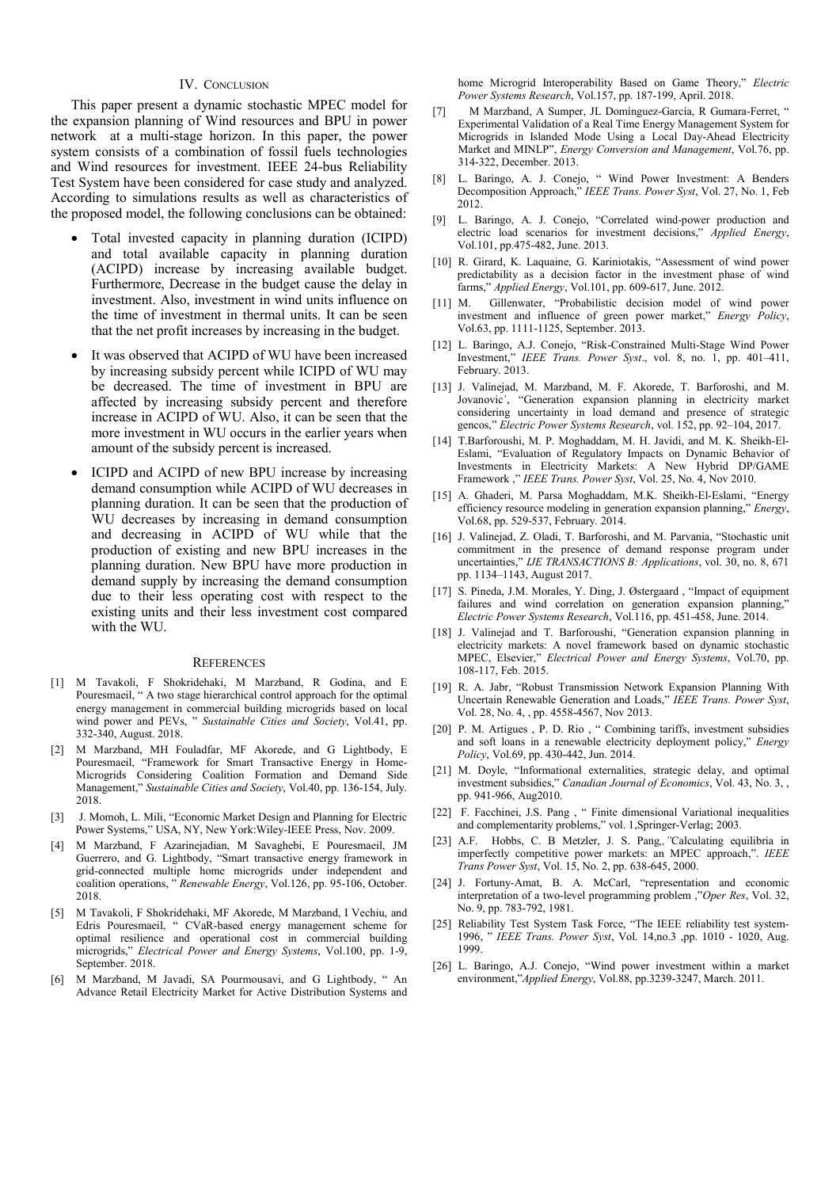## IV. Conclusion

This paper present a dynamic stochastic MPEC model for the expansion planning of Wind resources and BPU in power network at a multi-stage horizon. In this paper, the power system consists of a combination of fossil fuels technologies and Wind resources for investment. IEEE 24-bus Reliability Test System have been considered for case study and analyzed. According to simulations results as well as characteristics of the proposed model, the following conclusions can be obtained:

- Total invested capacity in planning duration (ICIPD) and total available capacity in planning duration (ACIPD) increase by increasing available budget. Furthermore, Decrease in the budget cause the delay in investment. Also, investment in wind units influence on the time of investment in thermal units. It can be seen that the net profit increases by increasing in the budget.
- It was observed that ACIPD of WU have been increased by increasing subsidy percent while ICIPD of WU may be decreased. The time of investment in BPU are affected by increasing subsidy percent and therefore increase in ACIPD of WU. Also, it can be seen that the more investment in WU occurs in the earlier years when amount of the subsidy percent is increased.
- ICIPD and ACIPD of new BPU increase by increasing demand consumption while ACIPD of WU decreases in planning duration. It can be seen that the production of WU decreases by increasing in demand consumption and decreasing in ACIPD of WU while that the production of existing and new BPU increases in the planning duration. New BPU have more production in demand supply by increasing the demand consumption due to their less operating cost with respect to the existing units and their less investment cost compared with the WU.

## References

[1] M Tavakoli, F Shokridehaki, M Marzband, R Godina, and E Pouresmaeil, " A two stage hierarchical control approach for the optimal energy management in commercial building microgrids based on local wind power and PEVs, " *Sustainable Cities and Society*, Vol.41, pp. 332-340, August. 2018.

[2] M Marzband, MH Fouladfar, MF Akorede, and G Lightbody, E Pouresmaeil, "Framework for Smart Transactive Energy in Home-Microgrids Considering Coalition Formation and Demand Side Management," *Sustainable Cities and Society*, Vol.40, pp. 136-154, July. 2018.

[3] J. Momoh, L. Mili, "Economic Market Design and Planning for Electric Power Systems," USA, NY, New York:Wiley-IEEE Press, Nov. 2009.

[4] M Marzband, F Azarinejadian, M Savaghebi, E Pouresmaeil, JM Guerrero, and G Lightbody, "Smart transactive energy framework in grid-connected multiple home microgrids under independent and coalition operations, " *Renewable Energy*, Vol.126, pp. 95-106, October. 2018.

[5] M Tavakoli, F Shokridehaki, MF Akorede, M Marzband, I Vechiu, and Edris Pouresmaeil, " CVaR-based energy management scheme for optimal resilience and operational cost in commercial building microgrids," *Electrical Power and Energy Systems*, Vol.100, pp. 1-9, September. 2018.

[6] M Marzband, M Javadi, SA Pourmousavi, and G Lightbody, " An Advance Retail Electricity Market for Active Distribution Systems and home Microgrid Interoperability Based on Game Theory," *Electric Power Systems Research*, Vol.157, pp. 187-199, April. 2018.

[7] M Marzband, A Sumper, JL Domínguez-García, R Gumara-Ferret, " Experimental Validation of a Real Time Energy Management System for Microgrids in Islanded Mode Using a Local Day-Ahead Electricity Market and MINLP", *Energy Conversion and Management*, Vol.76, pp. 314-322, December. 2013.

[8] L. Baringo, A. J. Conejo, " Wind Power Investment: A Benders Decomposition Approach," *IEEE Trans. Power Syst*, Vol. 27, No. 1, Feb 2012.

[9] L. Baringo, A. J. Conejo, "Correlated wind-power production and electric load scenarios for investment decisions," *Applied Energy*, Vol.101, pp.475-482, June. 2013.

[10] R. Girard, K. Laquaine, G. Kariniotakis, "Assessment of wind power predictability as a decision factor in the investment phase of wind farms," *Applied Energy*, Vol.101, pp. 609-617, June. 2012.

[11] M. Gillenwater, "Probabilistic decision model of wind power investment and influence of green power market," *Energy Policy*, Vol.63, pp. 1111-1125, September. 2013.

[12] L. Baringo, A.J. Conejo, "Risk-Constrained Multi-Stage Wind Power Investment," *IEEE Trans. Power Syst*., vol. 8, no. 1, pp. 401–411, February. 2013.

[13] J. Valinejad, M. Marzband, M. F. Akorede, T. Barforoshi, and M. Jovanovic´, "Generation expansion planning in electricity market considering uncertainty in load demand and presence of strategic gencos," *Electric Power Systems Research*, vol. 152, pp. 92–104, 2017.

[14] T.Barforoushi, M. P. Moghaddam, M. H. Javidi, and M. K. Sheikh-El-Eslami, "Evaluation of Regulatory Impacts on Dynamic Behavior of Investments in Electricity Markets: A New Hybrid DP/GAME Framework ," *IEEE Trans. Power Syst*, Vol. 25, No. 4, Nov 2010.

[15] A. Ghaderi, M. Parsa Moghaddam, M.K. Sheikh-El-Eslami, "Energy efficiency resource modeling in generation expansion planning," *Energy*, Vol.68, pp. 529-537, February. 2014.

[16] J. Valinejad, Z. Oladi, T. Barforoshi, and M. Parvania, "Stochastic unit commitment in the presence of demand response program under uncertainties," *IJE TRANSACTIONS B: Applications*, vol. 30, no. 8, 671 pp. 1134–1143, August 2017.

[17] S. Pineda, J.M. Morales, Y. Ding, J. Østergaard , "Impact of equipment failures and wind correlation on generation expansion planning," *Electric Power Systems Research*, Vol.116, pp. 451-458, June. 2014.

[18] J. Valinejad and T. Barforoushi, "Generation expansion planning in electricity markets: A novel framework based on dynamic stochastic MPEC, Elsevier," *Electrical Power and Energy Systems*, Vol.70, pp. 108-117, Feb. 2015.

[19] R. A. Jabr, "Robust Transmission Network Expansion Planning With Uncertain Renewable Generation and Loads," *IEEE Trans. Power Syst*, Vol. 28, No. 4, , pp. 4558-4567, Nov 2013.

[20] P. M. Artigues , P. D. Rio , " Combining tariffs, investment subsidies and soft loans in a renewable electricity deployment policy," *Energy Policy*, Vol.69, pp. 430-442, Jun. 2014.

[21] M. Doyle, "Informational externalities, strategic delay, and optimal investment subsidies," *Canadian Journal of Economics*, Vol. 43, No. 3, , pp. 941-966, Aug2010.

[22] F. Facchinei, J.S. Pang , " Finite dimensional Variational inequalities and complementarity problems," vol. 1,Springer-Verlag; 2003.

[23] A.F. Hobbs, C. B Metzler, J. S. Pang*,"*Calculating equilibria in imperfectly competitive power markets: an MPEC approach,". *IEEE Trans Power Syst*, Vol. 15, No. 2, pp. 638-645, 2000.

[24] J. Fortuny-Amat, B. A. McCarl, "representation and economic interpretation of a two-level programming problem ,"*Oper Res*, Vol. 32, No. 9, pp. 783-792, 1981.

[25] Reliability Test System Task Force, "The IEEE reliability test system-1996, " *IEEE Trans. Power Syst*, Vol. 14,no.3 ,pp. 1010 - 1020, Aug. 1999.

[26] L. Baringo, A.J. Conejo, "Wind power investment within a market environment,"*Applied Energy*, Vol.88, pp.3239-3247, March. 2011.